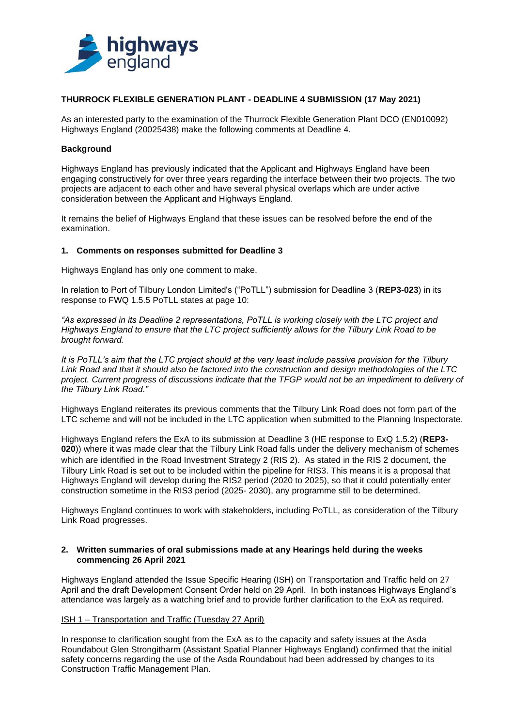**THURROCK FLEXIBLE GENERATION PLANT - DEADLINE 4 SUBMISSION (17 May 2021)**

As an interested party to the examination of the Thurrock Flexible Generation Plant DCO (EN010092) Highways England (20025438) make the following comments at Deadline 4.

**Background**

Highways England has previously indicated that the Applicant and Highways England have been engaging constructively for over three years regarding the interface between their two projects. The two projects are adjacent to each other and have several physical overlaps which are under active consideration between the Applicant and Highways England.

It remains the belief of Highways England that these issues can be resolved before the end of the examination.

**1. Comments on responses submitted for Deadline 3**

Highways England has only one comment to make.

In relation to Port of Tilbury London Limited's ("PoTLL") submission for Deadline 3 (**REP3-023**) in its response to FWQ 1.5.5 PoTLL states at page 10:

*"As expressed in its Deadline 2 representations, PoTLL is working closely with the LTC project and Highways England to ensure that the LTC project sufficiently allows for the Tilbury Link Road to be brought forward.*

*It is PoTLL's aim that the LTC project should at the very least include passive provision for the Tilbury Link Road and that it should also be factored into the construction and design methodologies of the LTC project. Current progress of discussions indicate that the TFGP would not be an impediment to delivery of the Tilbury Link Road."*

Highways England reiterates its previous comments that the Tilbury Link Road does not form part of the LTC scheme and will not be included in the LTC application when submitted to the Planning Inspectorate.

Highways England refers the ExA to its submission at Deadline 3 (HE response to ExQ 1.5.2) (**REP3-020**)) where it was made clear that the Tilbury Link Road falls under the delivery mechanism of schemes which are identified in the Road Investment Strategy 2 (RIS 2). As stated in the RIS 2 document, the Tilbury Link Road is set out to be included within the pipeline for RIS3. This means it is a proposal that Highways England will develop during the RIS2 period (2020 to 2025), so that it could potentially enter construction sometime in the RIS3 period (2025- 2030), any programme still to be determined.

Highways England continues to work with stakeholders, including PoTLL, as consideration of the Tilbury Link Road progresses.

**2. Written summaries of oral submissions made at any Hearings held during the weeks commencing 26 April 2021**

Highways England attended the Issue Specific Hearing (ISH) on Transportation and Traffic held on 27 April and the draft Development Consent Order held on 29 April. In both instances Highways England's attendance was largely as a watching brief and to provide further clarification to the ExA as required.

<u>ISH 1 – Transportation and Traffic (Tuesday 27 April)</u>

In response to clarification sought from the ExA as to the capacity and safety issues at the Asda Roundabout Glen Strongitharm (Assistant Spatial Planner Highways England) confirmed that the initial safety concerns regarding the use of the Asda Roundabout had been addressed by changes to its Construction Traffic Management Plan.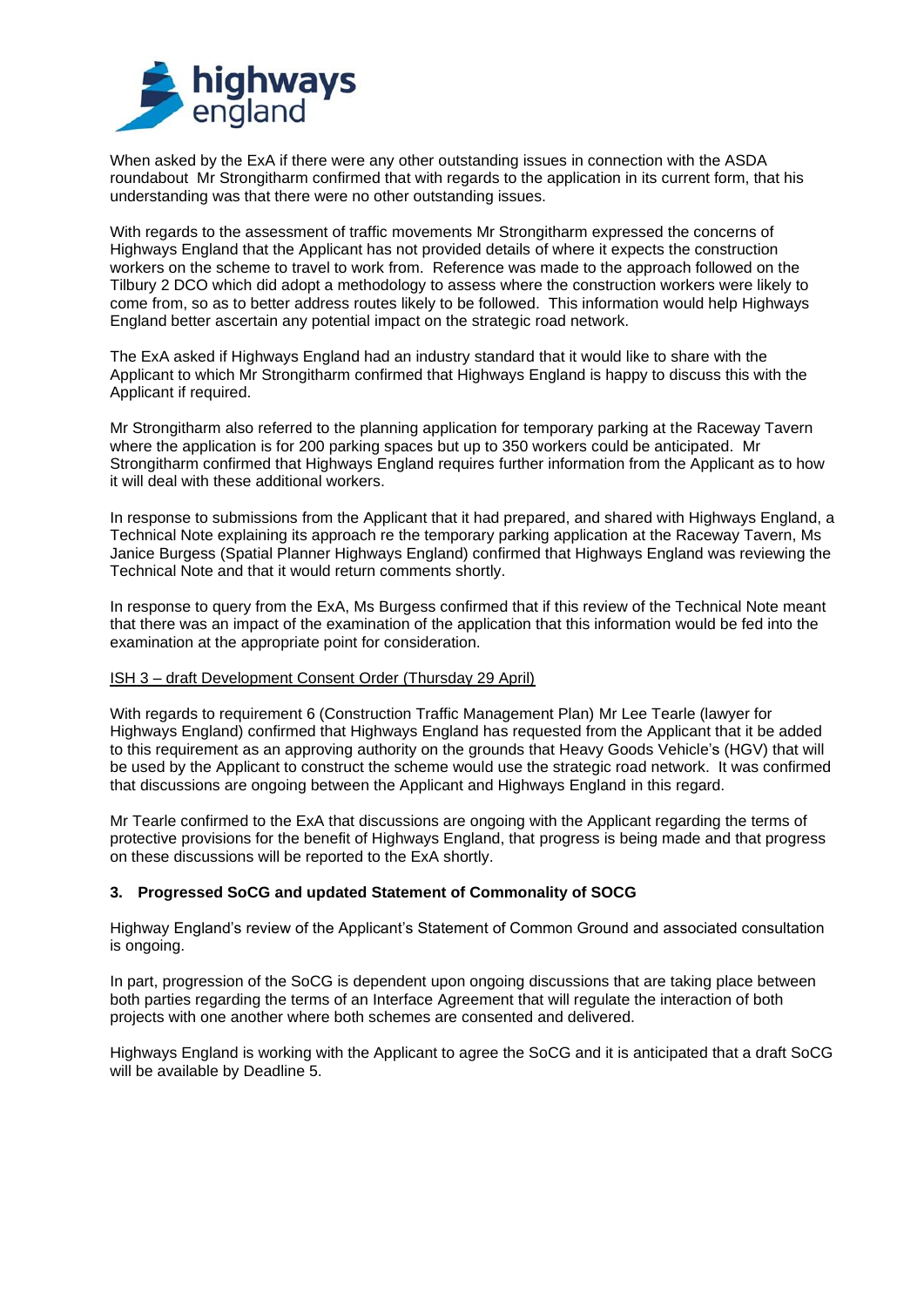When asked by the ExA if there were any other outstanding issues in connection with the ASDA roundabout Mr Strongitharm confirmed that with regards to the application in its current form, that his understanding was that there were no other outstanding issues.

With regards to the assessment of traffic movements Mr Strongitharm expressed the concerns of Highways England that the Applicant has not provided details of where it expects the construction workers on the scheme to travel to work from. Reference was made to the approach followed on the Tilbury 2 DCO which did adopt a methodology to assess where the construction workers were likely to come from, so as to better address routes likely to be followed. This information would help Highways England better ascertain any potential impact on the strategic road network.

The ExA asked if Highways England had an industry standard that it would like to share with the Applicant to which Mr Strongitharm confirmed that Highways England is happy to discuss this with the Applicant if required.

Mr Strongitharm also referred to the planning application for temporary parking at the Raceway Tavern where the application is for 200 parking spaces but up to 350 workers could be anticipated. Mr Strongitharm confirmed that Highways England requires further information from the Applicant as to how it will deal with these additional workers.

In response to submissions from the Applicant that it had prepared, and shared with Highways England, a Technical Note explaining its approach re the temporary parking application at the Raceway Tavern, Ms Janice Burgess (Spatial Planner Highways England) confirmed that Highways England was reviewing the Technical Note and that it would return comments shortly.

In response to query from the ExA, Ms Burgess confirmed that if this review of the Technical Note meant that there was an impact of the examination of the application that this information would be fed into the examination at the appropriate point for consideration.

ISH 3 – draft Development Consent Order (Thursday 29 April)

With regards to requirement 6 (Construction Traffic Management Plan) Mr Lee Tearle (lawyer for Highways England) confirmed that Highways England has requested from the Applicant that it be added to this requirement as an approving authority on the grounds that Heavy Goods Vehicle's (HGV) that will be used by the Applicant to construct the scheme would use the strategic road network. It was confirmed that discussions are ongoing between the Applicant and Highways England in this regard.

Mr Tearle confirmed to the ExA that discussions are ongoing with the Applicant regarding the terms of protective provisions for the benefit of Highways England, that progress is being made and that progress on these discussions will be reported to the ExA shortly.

### 3. Progressed SoCG and updated Statement of Commonality of SOCG

Highway England's review of the Applicant's Statement of Common Ground and associated consultation is ongoing.

In part, progression of the SoCG is dependent upon ongoing discussions that are taking place between both parties regarding the terms of an Interface Agreement that will regulate the interaction of both projects with one another where both schemes are consented and delivered.

Highways England is working with the Applicant to agree the SoCG and it is anticipated that a draft SoCG will be available by Deadline 5.